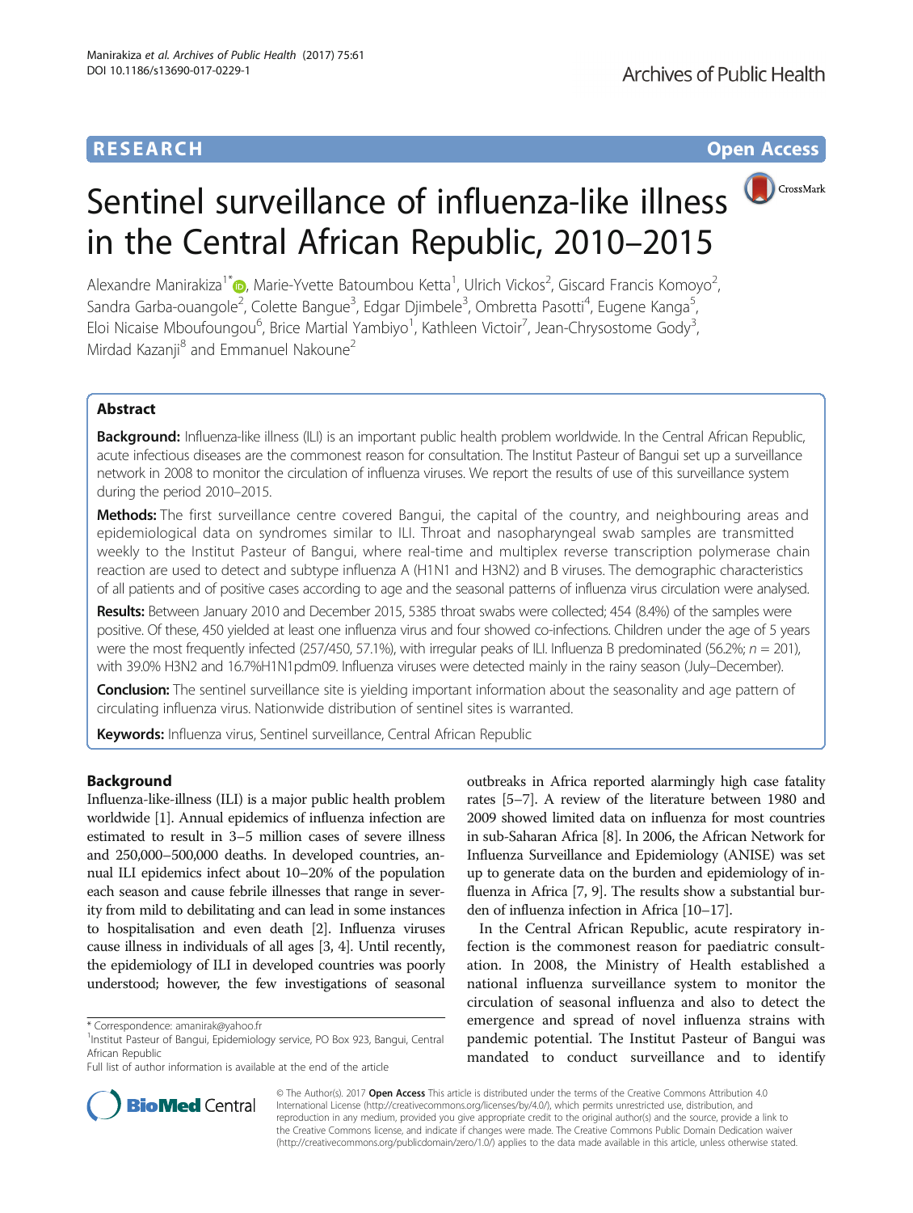RESEARCH

Open Access

# Sentinel surveillance of influenza-like illness in the Central African Republic, 2010–2015

Alexandre Manirakiza[1*], Marie-Yvette Batoumbou Ketta[1], Ulrich Vickos[2], Giscard Francis Komoyo[2], Sandra Garba-ouangole[2], Colette Bangue[3], Edgar Djimbele[3], Ombretta Pasotti[4], Eugene Kanga[5], Eloi Nicaise Mboufoungou[6], Brice Martial Yambiyo[1], Kathleen Victoir[7], Jean-Chrysostome Gody[3], Mirdad Kazanji[8] and Emmanuel Nakoune[2]

## Abstract

**Background:** Influenza-like illness (ILI) is an important public health problem worldwide. In the Central African Republic, acute infectious diseases are the commonest reason for consultation. The Institut Pasteur of Bangui set up a surveillance network in 2008 to monitor the circulation of influenza viruses. We report the results of use of this surveillance system during the period 2010–2015.

**Methods:** The first surveillance centre covered Bangui, the capital of the country, and neighbouring areas and epidemiological data on syndromes similar to ILI. Throat and nasopharyngeal swab samples are transmitted weekly to the Institut Pasteur of Bangui, where real-time and multiplex reverse transcription polymerase chain reaction are used to detect and subtype influenza A (H1N1 and H3N2) and B viruses. The demographic characteristics of all patients and of positive cases according to age and the seasonal patterns of influenza virus circulation were analysed.

**Results:** Between January 2010 and December 2015, 5385 throat swabs were collected; 454 (8.4%) of the samples were positive. Of these, 450 yielded at least one influenza virus and four showed co-infections. Children under the age of 5 years were the most frequently infected (257/450, 57.1%), with irregular peaks of ILI. Influenza B predominated (56.2%; $n = 201$), with 39.0% H3N2 and 16.7%H1N1pdm09. Influenza viruses were detected mainly in the rainy season (July–December).

**Conclusion:** The sentinel surveillance site is yielding important information about the seasonality and age pattern of circulating influenza virus. Nationwide distribution of sentinel sites is warranted.

**Keywords:** Influenza virus, Sentinel surveillance, Central African Republic

## Background

Influenza-like-illness (ILI) is a major public health problem worldwide [1]. Annual epidemics of influenza infection are estimated to result in 3–5 million cases of severe illness and 250,000–500,000 deaths. In developed countries, annual ILI epidemics infect about 10–20% of the population each season and cause febrile illnesses that range in severity from mild to debilitating and can lead in some instances to hospitalisation and even death [2]. Influenza viruses cause illness in individuals of all ages [3, 4]. Until recently, the epidemiology of ILI in developed countries was poorly understood; however, the few investigations of seasonal outbreaks in Africa reported alarmingly high case fatality rates [5–7]. A review of the literature between 1980 and 2009 showed limited data on influenza for most countries in sub-Saharan Africa [8]. In 2006, the African Network for Influenza Surveillance and Epidemiology (ANISE) was set up to generate data on the burden and epidemiology of influenza in Africa [7, 9]. The results show a substantial burden of influenza infection in Africa [10–17].

In the Central African Republic, acute respiratory infection is the commonest reason for paediatric consultation. In 2008, the Ministry of Health established a national influenza surveillance system to monitor the circulation of seasonal influenza and also to detect the emergence and spread of novel influenza strains with pandemic potential. The Institut Pasteur of Bangui was mandated to conduct surveillance and to identify

\* Correspondence: amanirak@yahoo.fr
[1]Institut Pasteur of Bangui, Epidemiology service, PO Box 923, Bangui, Central African Republic
Full list of author information is available at the end of the article

© The Author(s). 2017 **Open Access** This article is distributed under the terms of the Creative Commons Attribution 4.0 International License (http://creativecommons.org/licenses/by/4.0/), which permits unrestricted use, distribution, and reproduction in any medium, provided you give appropriate credit to the original author(s) and the source, provide a link to the Creative Commons license, and indicate if changes were made. The Creative Commons Public Domain Dedication waiver (http://creativecommons.org/publicdomain/zero/1.0/) applies to the data made available in this article, unless otherwise stated.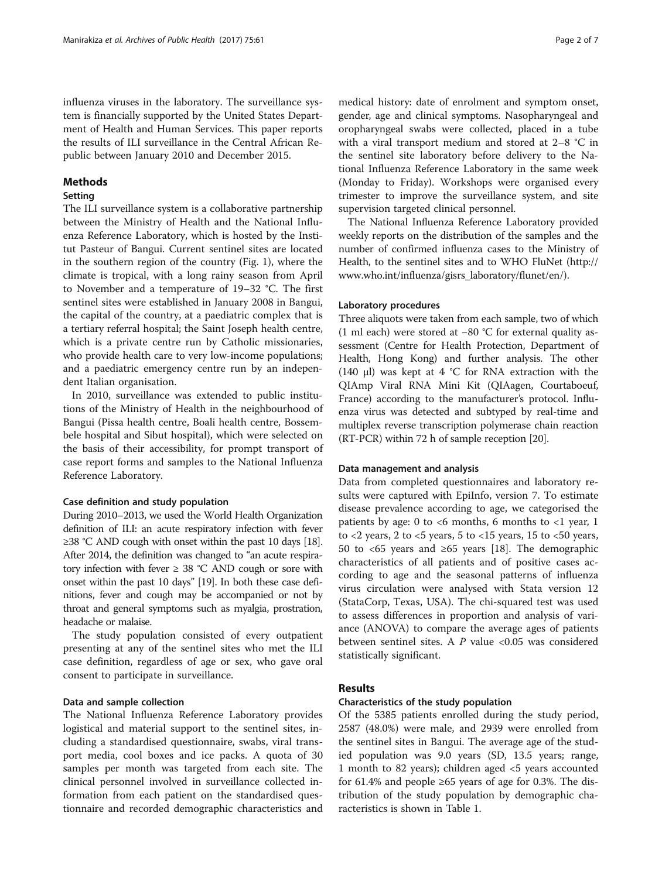influenza viruses in the laboratory. The surveillance system is financially supported by the United States Department of Health and Human Services. This paper reports the results of ILI surveillance in the Central African Republic between January 2010 and December 2015.

## Methods

### Setting

The ILI surveillance system is a collaborative partnership between the Ministry of Health and the National Influenza Reference Laboratory, which is hosted by the Institut Pasteur of Bangui. Current sentinel sites are located in the southern region of the country (Fig. 1), where the climate is tropical, with a long rainy season from April to November and a temperature of 19–32 °C. The first sentinel sites were established in January 2008 in Bangui, the capital of the country, at a paediatric complex that is a tertiary referral hospital; the Saint Joseph health centre, which is a private centre run by Catholic missionaries, who provide health care to very low-income populations; and a paediatric emergency centre run by an independent Italian organisation.

In 2010, surveillance was extended to public institutions of the Ministry of Health in the neighbourhood of Bangui (Pissa health centre, Boali health centre, Bossembele hospital and Sibut hospital), which were selected on the basis of their accessibility, for prompt transport of case report forms and samples to the National Influenza Reference Laboratory.

#### Case definition and study population

During 2010–2013, we used the World Health Organization definition of ILI: an acute respiratory infection with fever ≥38 °C AND cough with onset within the past 10 days [18]. After 2014, the definition was changed to "an acute respiratory infection with fever ≥ 38 °C AND cough or sore with onset within the past 10 days" [19]. In both these case definitions, fever and cough may be accompanied or not by throat and general symptoms such as myalgia, prostration, headache or malaise.

The study population consisted of every outpatient presenting at any of the sentinel sites who met the ILI case definition, regardless of age or sex, who gave oral consent to participate in surveillance.

#### Data and sample collection

The National Influenza Reference Laboratory provides logistical and material support to the sentinel sites, including a standardised questionnaire, swabs, viral transport media, cool boxes and ice packs. A quota of 30 samples per month was targeted from each site. The clinical personnel involved in surveillance collected information from each patient on the standardised questionnaire and recorded demographic characteristics and medical history: date of enrolment and symptom onset, gender, age and clinical symptoms. Nasopharyngeal and oropharyngeal swabs were collected, placed in a tube with a viral transport medium and stored at 2–8 °C in the sentinel site laboratory before delivery to the National Influenza Reference Laboratory in the same week (Monday to Friday). Workshops were organised every trimester to improve the surveillance system, and site supervision targeted clinical personnel.

The National Influenza Reference Laboratory provided weekly reports on the distribution of the samples and the number of confirmed influenza cases to the Ministry of Health, to the sentinel sites and to WHO FluNet (http://www.who.int/influenza/gisrs_laboratory/flunet/en/).

#### Laboratory procedures

Three aliquots were taken from each sample, two of which (1 ml each) were stored at −80 °C for external quality assessment (Centre for Health Protection, Department of Health, Hong Kong) and further analysis. The other (140 μl) was kept at 4 °C for RNA extraction with the QIAmp Viral RNA Mini Kit (QIAagen, Courtaboeuf, France) according to the manufacturer's protocol. Influenza virus was detected and subtyped by real-time and multiplex reverse transcription polymerase chain reaction (RT-PCR) within 72 h of sample reception [20].

#### Data management and analysis

Data from completed questionnaires and laboratory results were captured with EpiInfo, version 7. To estimate disease prevalence according to age, we categorised the patients by age: 0 to <6 months, 6 months to <1 year, 1 to <2 years, 2 to <5 years, 5 to <15 years, 15 to <50 years, 50 to <65 years and ≥65 years [18]. The demographic characteristics of all patients and of positive cases according to age and the seasonal patterns of influenza virus circulation were analysed with Stata version 12 (StataCorp, Texas, USA). The chi-squared test was used to assess differences in proportion and analysis of variance (ANOVA) to compare the average ages of patients between sentinel sites. A $P$ value <0.05 was considered statistically significant.

## Results

### Characteristics of the study population

Of the 5385 patients enrolled during the study period, 2587 (48.0%) were male, and 2939 were enrolled from the sentinel sites in Bangui. The average age of the studied population was 9.0 years (SD, 13.5 years; range, 1 month to 82 years); children aged <5 years accounted for 61.4% and people ≥65 years of age for 0.3%. The distribution of the study population by demographic characteristics is shown in Table 1.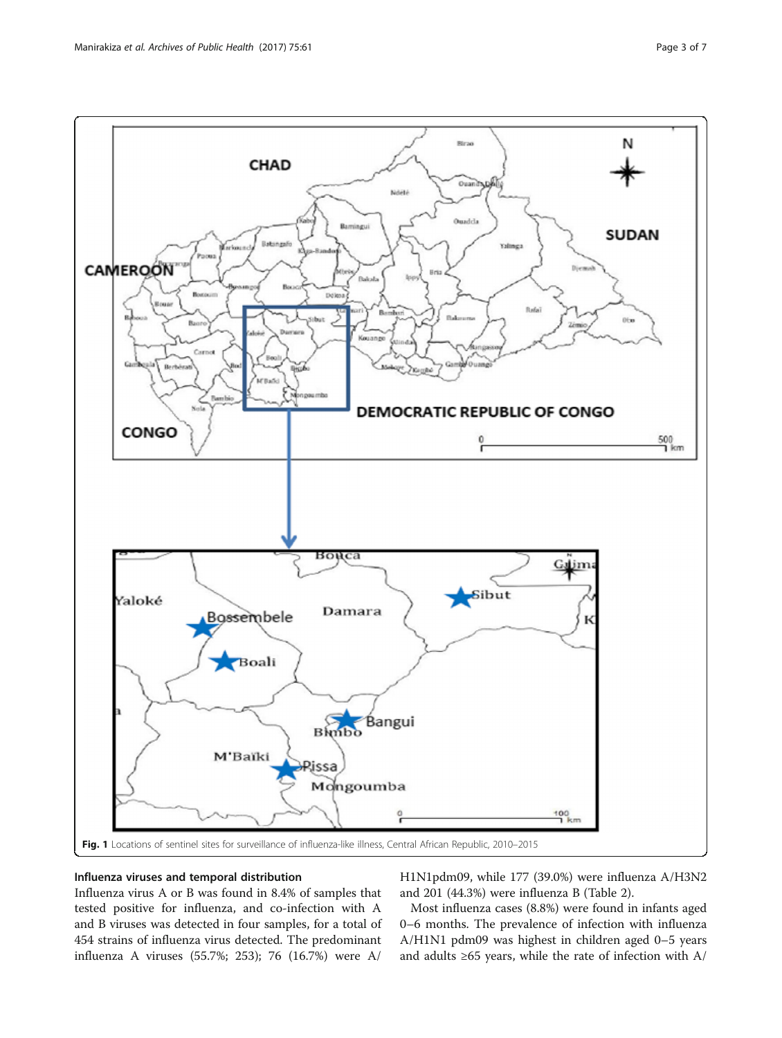Fig. 1 Locations of sentinel sites for surveillance of influenza-like illness, Central African Republic, 2010–2015

### Influenza viruses and temporal distribution

Influenza virus A or B was found in 8.4% of samples that tested positive for influenza, and co-infection with A and B viruses was detected in four samples, for a total of 454 strains of influenza virus detected. The predominant influenza A viruses (55.7%; 253); 76 (16.7%) were A/H1N1pdm09, while 177 (39.0%) were influenza A/H3N2 and 201 (44.3%) were influenza B (Table 2).

Most influenza cases (8.8%) were found in infants aged 0–6 months. The prevalence of infection with influenza A/H1N1 pdm09 was highest in children aged 0–5 years and adults ≥65 years, while the rate of infection with A/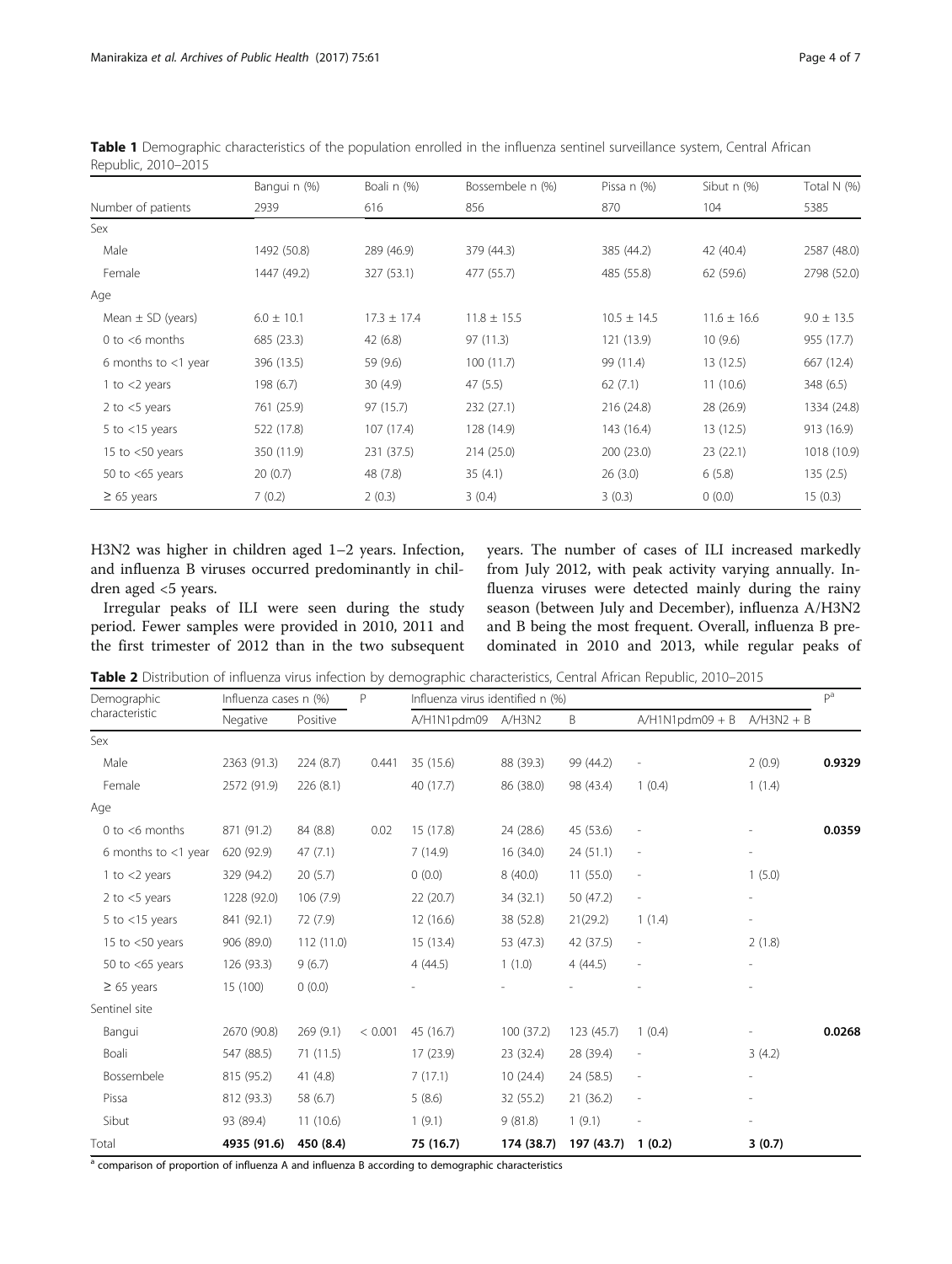**Table 1** Demographic characteristics of the population enrolled in the influenza sentinel surveillance system, Central African Republic, 2010–2015

| | Bangui n (%) | Boali n (%) | Bossembele n (%) | Pissa n (%) | Sibut n (%) | Total N (%) |
|---|---|---|---|---|---|---|
| Number of patients | 2939 | 616 | 856 | 870 | 104 | 5385 |
| Sex | | | | | | |
| Male | 1492 (50.8) | 289 (46.9) | 379 (44.3) | 385 (44.2) | 42 (40.4) | 2587 (48.0) |
| Female | 1447 (49.2) | 327 (53.1) | 477 (55.7) | 485 (55.8) | 62 (59.6) | 2798 (52.0) |
| Age | | | | | | |
| Mean ± SD (years) | 6.0 ± 10.1 | 17.3 ± 17.4 | 11.8 ± 15.5 | 10.5 ± 14.5 | 11.6 ± 16.6 | 9.0 ± 13.5 |
| 0 to <6 months | 685 (23.3) | 42 (6.8) | 97 (11.3) | 121 (13.9) | 10 (9.6) | 955 (17.7) |
| 6 months to <1 year | 396 (13.5) | 59 (9.6) | 100 (11.7) | 99 (11.4) | 13 (12.5) | 667 (12.4) |
| 1 to <2 years | 198 (6.7) | 30 (4.9) | 47 (5.5) | 62 (7.1) | 11 (10.6) | 348 (6.5) |
| 2 to <5 years | 761 (25.9) | 97 (15.7) | 232 (27.1) | 216 (24.8) | 28 (26.9) | 1334 (24.8) |
| 5 to <15 years | 522 (17.8) | 107 (17.4) | 128 (14.9) | 143 (16.4) | 13 (12.5) | 913 (16.9) |
| 15 to <50 years | 350 (11.9) | 231 (37.5) | 214 (25.0) | 200 (23.0) | 23 (22.1) | 1018 (10.9) |
| 50 to <65 years | 20 (0.7) | 48 (7.8) | 35 (4.1) | 26 (3.0) | 6 (5.8) | 135 (2.5) |
| ≥ 65 years | 7 (0.2) | 2 (0.3) | 3 (0.4) | 3 (0.3) | 0 (0.0) | 15 (0.3) |

H3N2 was higher in children aged 1–2 years. Infection, and influenza B viruses occurred predominantly in children aged <5 years.

Irregular peaks of ILI were seen during the study period. Fewer samples were provided in 2010, 2011 and the first trimester of 2012 than in the two subsequent years. The number of cases of ILI increased markedly from July 2012, with peak activity varying annually. Influenza viruses were detected mainly during the rainy season (between July and December), influenza A/H3N2 and B being the most frequent. Overall, influenza B predominated in 2010 and 2013, while regular peaks of

**Table 2** Distribution of influenza virus infection by demographic characteristics, Central African Republic, 2010–2015

| Demographic characteristic | Influenza cases n (%) | | P | Influenza virus identified n (%) | | | | | P[a] |
|---|---|---|---|---|---|---|---|---|---|
| | Negative | Positive | | A/H1N1pdm09 | A/H3N2 | B | A/H1N1pdm09 + B | A/H3N2 + B | |
| Sex | | | | | | | | | |
| Male | 2363 (91.3) | 224 (8.7) | 0.441 | 35 (15.6) | 88 (39.3) | 99 (44.2) | - | 2 (0.9) | **0.9329** |
| Female | 2572 (91.9) | 226 (8.1) | | 40 (17.7) | 86 (38.0) | 98 (43.4) | 1 (0.4) | 1 (1.4) | |
| Age | | | | | | | | | |
| 0 to <6 months | 871 (91.2) | 84 (8.8) | 0.02 | 15 (17.8) | 24 (28.6) | 45 (53.6) | - | - | **0.0359** |
| 6 months to <1 year | 620 (92.9) | 47 (7.1) | | 7 (14.9) | 16 (34.0) | 24 (51.1) | - | - | |
| 1 to <2 years | 329 (94.2) | 20 (5.7) | | 0 (0.0) | 8 (40.0) | 11 (55.0) | - | 1 (5.0) | |
| 2 to <5 years | 1228 (92.0) | 106 (7.9) | | 22 (20.7) | 34 (32.1) | 50 (47.2) | - | - | |
| 5 to <15 years | 841 (92.1) | 72 (7.9) | | 12 (16.6) | 38 (52.8) | 21(29.2) | 1 (1.4) | - | |
| 15 to <50 years | 906 (89.0) | 112 (11.0) | | 15 (13.4) | 53 (47.3) | 42 (37.5) | - | 2 (1.8) | |
| 50 to <65 years | 126 (93.3) | 9 (6.7) | | 4 (44.5) | 1 (1.0) | 4 (44.5) | - | - | |
| ≥ 65 years | 15 (100) | 0 (0.0) | | - | - | - | - | - | |
| Sentinel site | | | | | | | | | |
| Bangui | 2670 (90.8) | 269 (9.1) | < 0.001 | 45 (16.7) | 100 (37.2) | 123 (45.7) | 1 (0.4) | - | **0.0268** |
| Boali | 547 (88.5) | 71 (11.5) | | 17 (23.9) | 23 (32.4) | 28 (39.4) | - | 3 (4.2) | |
| Bossembele | 815 (95.2) | 41 (4.8) | | 7 (17.1) | 10 (24.4) | 24 (58.5) | - | - | |
| Pissa | 812 (93.3) | 58 (6.7) | | 5 (8.6) | 32 (55.2) | 21 (36.2) | - | - | |
| Sibut | 93 (89.4) | 11 (10.6) | | 1 (9.1) | 9 (81.8) | 1 (9.1) | - | - | |
| Total | **4935 (91.6)** | **450 (8.4)** | | **75 (16.7)** | **174 (38.7)** | **197 (43.7)** | **1 (0.2)** | **3 (0.7)** | |

[a] comparison of proportion of influenza A and influenza B according to demographic characteristics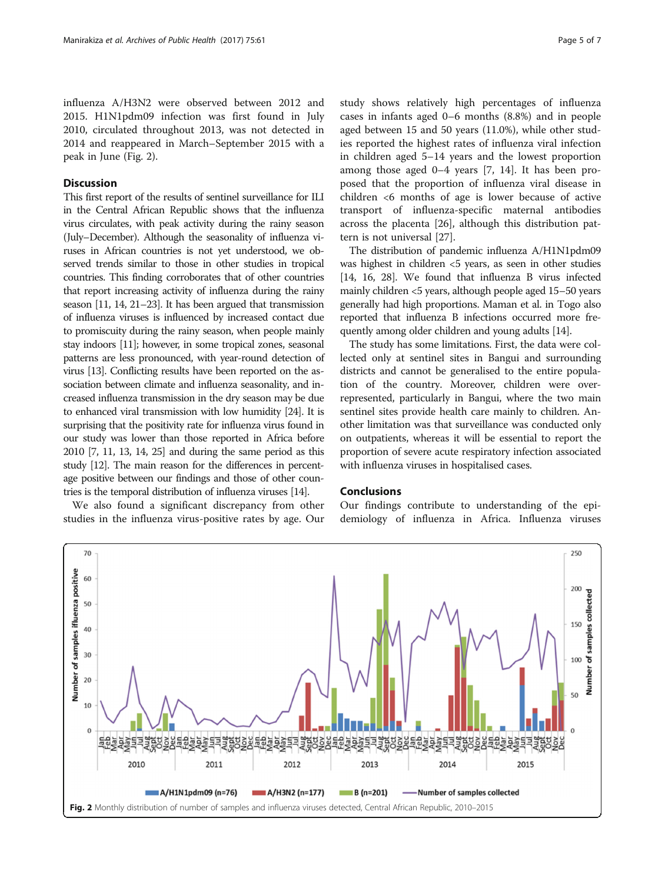influenza A/H3N2 were observed between 2012 and 2015. H1N1pdm09 infection was first found in July 2010, circulated throughout 2013, was not detected in 2014 and reappeared in March–September 2015 with a peak in June (Fig. 2).

## Discussion

This first report of the results of sentinel surveillance for ILI in the Central African Republic shows that the influenza virus circulates, with peak activity during the rainy season (July–December). Although the seasonality of influenza viruses in African countries is not yet understood, we observed trends similar to those in other studies in tropical countries. This finding corroborates that of other countries that report increasing activity of influenza during the rainy season [11, 14, 21–23]. It has been argued that transmission of influenza viruses is influenced by increased contact due to promiscuity during the rainy season, when people mainly stay indoors [11]; however, in some tropical zones, seasonal patterns are less pronounced, with year-round detection of virus [13]. Conflicting results have been reported on the association between climate and influenza seasonality, and increased influenza transmission in the dry season may be due to enhanced viral transmission with low humidity [24]. It is surprising that the positivity rate for influenza virus found in our study was lower than those reported in Africa before 2010 [7, 11, 13, 14, 25] and during the same period as this study [12]. The main reason for the differences in percentage positive between our findings and those of other countries is the temporal distribution of influenza viruses [14].

We also found a significant discrepancy from other studies in the influenza virus-positive rates by age. Our study shows relatively high percentages of influenza cases in infants aged 0–6 months (8.8%) and in people aged between 15 and 50 years (11.0%), while other studies reported the highest rates of influenza viral infection in children aged 5–14 years and the lowest proportion among those aged 0–4 years [7, 14]. It has been proposed that the proportion of influenza viral disease in children <6 months of age is lower because of active transport of influenza-specific maternal antibodies across the placenta [26], although this distribution pattern is not universal [27].

The distribution of pandemic influenza A/H1N1pdm09 was highest in children <5 years, as seen in other studies [14, 16, 28]. We found that influenza B virus infected mainly children <5 years, although people aged 15–50 years generally had high proportions. Maman et al. in Togo also reported that influenza B infections occurred more frequently among older children and young adults [14].

The study has some limitations. First, the data were collected only at sentinel sites in Bangui and surrounding districts and cannot be generalised to the entire population of the country. Moreover, children were overrepresented, particularly in Bangui, where the two main sentinel sites provide health care mainly to children. Another limitation was that surveillance was conducted only on outpatients, whereas it will be essential to report the proportion of severe acute respiratory infection associated with influenza viruses in hospitalised cases.

## Conclusions

Our findings contribute to understanding of the epidemiology of influenza in Africa. Influenza viruses

**Fig. 2** Monthly distribution of number of samples and influenza viruses detected, Central African Republic, 2010–2015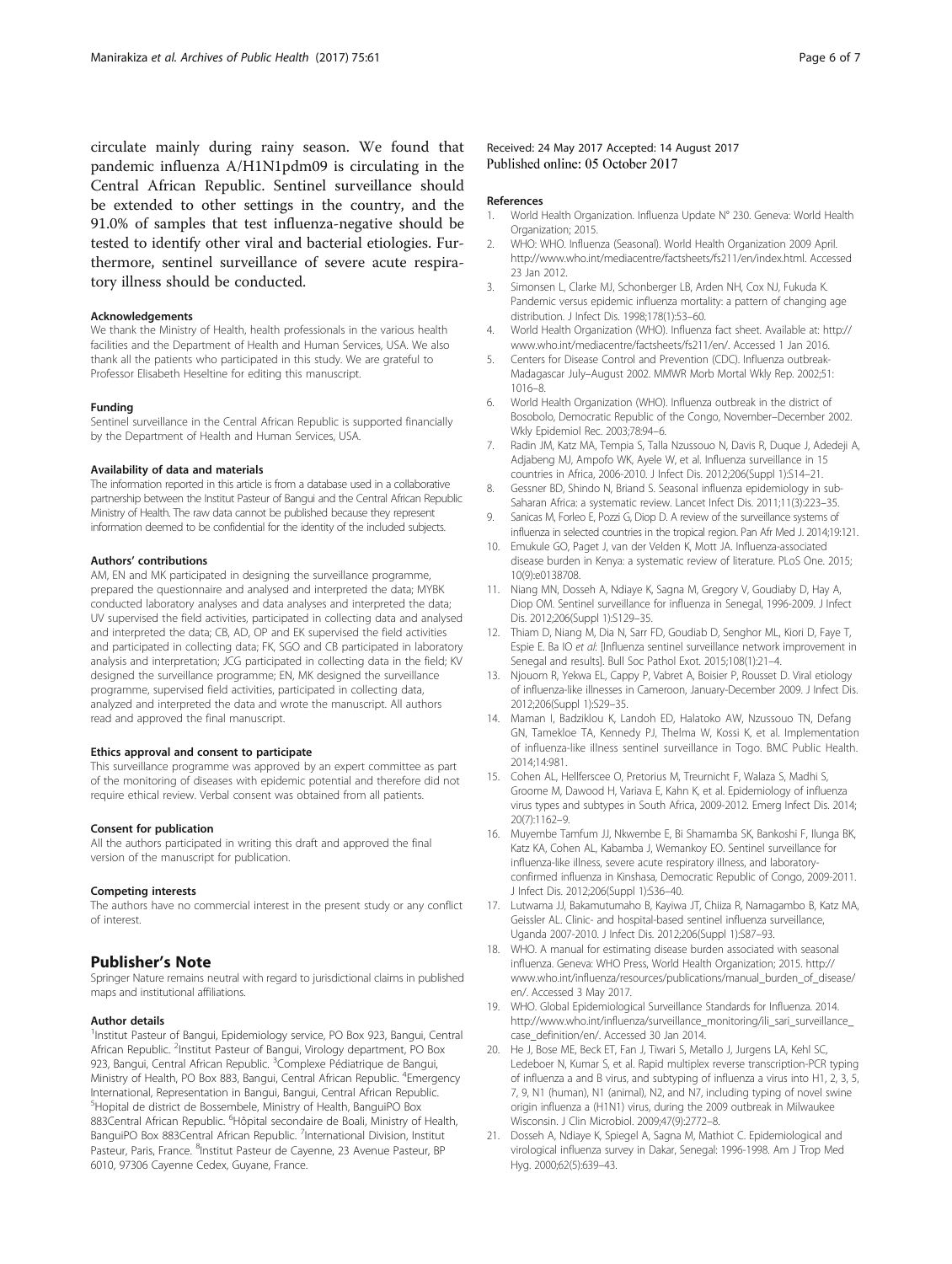circulate mainly during rainy season. We found that pandemic influenza A/H1N1pdm09 is circulating in the Central African Republic. Sentinel surveillance should be extended to other settings in the country, and the 91.0% of samples that test influenza-negative should be tested to identify other viral and bacterial etiologies. Furthermore, sentinel surveillance of severe acute respiratory illness should be conducted.

#### Acknowledgements
We thank the Ministry of Health, health professionals in the various health facilities and the Department of Health and Human Services, USA. We also thank all the patients who participated in this study. We are grateful to Professor Elisabeth Heseltine for editing this manuscript.

#### Funding
Sentinel surveillance in the Central African Republic is supported financially by the Department of Health and Human Services, USA.

#### Availability of data and materials
The information reported in this article is from a database used in a collaborative partnership between the Institut Pasteur of Bangui and the Central African Republic Ministry of Health. The raw data cannot be published because they represent information deemed to be confidential for the identity of the included subjects.

#### Authors' contributions
AM, EN and MK participated in designing the surveillance programme, prepared the questionnaire and analysed and interpreted the data; MYBK conducted laboratory analyses and data analyses and interpreted the data; UV supervised the field activities, participated in collecting data and analysed and interpreted the data; CB, AD, OP and EK supervised the field activities and participated in collecting data; FK, SGO and CB participated in laboratory analysis and interpretation; JCG participated in collecting data in the field; KV designed the surveillance programme; EN, MK designed the surveillance programme, supervised field activities, participated in collecting data, analyzed and interpreted the data and wrote the manuscript. All authors read and approved the final manuscript.

#### Ethics approval and consent to participate
This surveillance programme was approved by an expert committee as part of the monitoring of diseases with epidemic potential and therefore did not require ethical review. Verbal consent was obtained from all patients.

#### Consent for publication
All the authors participated in writing this draft and approved the final version of the manuscript for publication.

#### Competing interests
The authors have no commercial interest in the present study or any conflict of interest.

## Publisher's Note
Springer Nature remains neutral with regard to jurisdictional claims in published maps and institutional affiliations.

#### Author details
[1]Institut Pasteur of Bangui, Epidemiology service, PO Box 923, Bangui, Central African Republic. [2]Institut Pasteur of Bangui, Virology department, PO Box 923, Bangui, Central African Republic. [3]Complexe Pédiatrique de Bangui, Ministry of Health, PO Box 883, Bangui, Central African Republic. [4]Emergency International, Representation in Bangui, Bangui, Central African Republic. [5]Hopital de district de Bossembele, Ministry of Health, BanguiPO Box 883Central African Republic. [6]Hôpital secondaire de Boali, Ministry of Health, BanguiPO Box 883Central African Republic. [7]International Division, Institut Pasteur, Paris, France. [8]Institut Pasteur de Cayenne, 23 Avenue Pasteur, BP 6010, 97306 Cayenne Cedex, Guyane, France.

Received: 24 May 2017 Accepted: 14 August 2017
Published online: 05 October 2017

#### References
1. World Health Organization. Influenza Update N° 230. Geneva: World Health Organization; 2015.
2. WHO: WHO. Influenza (Seasonal). World Health Organization 2009 April. http://www.who.int/mediacentre/factsheets/fs211/en/index.html. Accessed 23 Jan 2012.
3. Simonsen L, Clarke MJ, Schonberger LB, Arden NH, Cox NJ, Fukuda K. Pandemic versus epidemic influenza mortality: a pattern of changing age distribution. J Infect Dis. 1998;178(1):53–60.
4. World Health Organization (WHO). Influenza fact sheet. Available at: http://www.who.int/mediacentre/factsheets/fs211/en/. Accessed 1 Jan 2016.
5. Centers for Disease Control and Prevention (CDC). Influenza outbreak-Madagascar July–August 2002. MMWR Morb Mortal Wkly Rep. 2002;51:1016–8.
6. World Health Organization (WHO). Influenza outbreak in the district of Bosobolo, Democratic Republic of the Congo, November–December 2002. Wkly Epidemiol Rec. 2003;78:94–6.
7. Radin JM, Katz MA, Tempia S, Talla Nzussouo N, Davis R, Duque J, Adedeji A, Adjabeng MJ, Ampofo WK, Ayele W, et al. Influenza surveillance in 15 countries in Africa, 2006-2010. J Infect Dis. 2012;206(Suppl 1):S14–21.
8. Gessner BD, Shindo N, Briand S. Seasonal influenza epidemiology in sub-Saharan Africa: a systematic review. Lancet Infect Dis. 2011;11(3):223–35.
9. Sanicas M, Forleo E, Pozzi G, Diop D. A review of the surveillance systems of influenza in selected countries in the tropical region. Pan Afr Med J. 2014;19:121.
10. Emukule GO, Paget J, van der Velden K, Mott JA. Influenza-associated disease burden in Kenya: a systematic review of literature. PLoS One. 2015;10(9):e0138708.
11. Niang MN, Dosseh A, Ndiaye K, Sagna M, Gregory V, Goudiaby D, Hay A, Diop OM. Sentinel surveillance for influenza in Senegal, 1996-2009. J Infect Dis. 2012;206(Suppl 1):S129–35.
12. Thiam D, Niang M, Dia N, Sarr FD, Goudiab D, Senghor ML, Kiori D, Faye T, Espie E. Ba IO *et al*: [Influenza sentinel surveillance network improvement in Senegal and results]. Bull Soc Pathol Exot. 2015;108(1):21–4.
13. Njouom R, Yekwa EL, Cappy P, Vabret A, Boisier P, Rousset D. Viral etiology of influenza-like illnesses in Cameroon, January-December 2009. J Infect Dis. 2012;206(Suppl 1):S29–35.
14. Maman I, Badziklou K, Landoh ED, Halatoko AW, Nzussouo TN, Defang GN, Tamekloe TA, Kennedy PJ, Thelma W, Kossi K, et al. Implementation of influenza-like illness sentinel surveillance in Togo. BMC Public Health. 2014;14:981.
15. Cohen AL, Hellferscee O, Pretorius M, Treurnicht F, Walaza S, Madhi S, Groome M, Dawood H, Variava E, Kahn K, et al. Epidemiology of influenza virus types and subtypes in South Africa, 2009-2012. Emerg Infect Dis. 2014;20(7):1162–9.
16. Muyembe Tamfum JJ, Nkwembe E, Bi Shamamba SK, Bankoshi F, Ilunga BK, Katz KA, Cohen AL, Kabamba J, Wemankoy EO. Sentinel surveillance for influenza-like illness, severe acute respiratory illness, and laboratory-confirmed influenza in Kinshasa, Democratic Republic of Congo, 2009-2011. J Infect Dis. 2012;206(Suppl 1):S36–40.
17. Lutwama JJ, Bakamutumaho B, Kayiwa JT, Chiiza R, Namagambo B, Katz MA, Geissler AL. Clinic- and hospital-based sentinel influenza surveillance, Uganda 2007-2010. J Infect Dis. 2012;206(Suppl 1):S87–93.
18. WHO. A manual for estimating disease burden associated with seasonal influenza. Geneva: WHO Press, World Health Organization; 2015. http://www.who.int/influenza/resources/publications/manual_burden_of_disease/en/. Accessed 3 May 2017.
19. WHO. Global Epidemiological Surveillance Standards for Influenza. 2014. http://www.who.int/influenza/surveillance_monitoring/ili_sari_surveillance_case_definition/en/. Accessed 30 Jan 2014.
20. He J, Bose ME, Beck ET, Fan J, Tiwari S, Metallo J, Jurgens LA, Kehl SC, Ledeboer N, Kumar S, et al. Rapid multiplex reverse transcription-PCR typing of influenza a and B virus, and subtyping of influenza a virus into H1, 2, 3, 5, 7, 9, N1 (human), N1 (animal), N2, and N7, including typing of novel swine origin influenza a (H1N1) virus, during the 2009 outbreak in Milwaukee Wisconsin. J Clin Microbiol. 2009;47(9):2772–8.
21. Dosseh A, Ndiaye K, Spiegel A, Sagna M, Mathiot C. Epidemiological and virological influenza survey in Dakar, Senegal: 1996-1998. Am J Trop Med Hyg. 2000;62(5):639–43.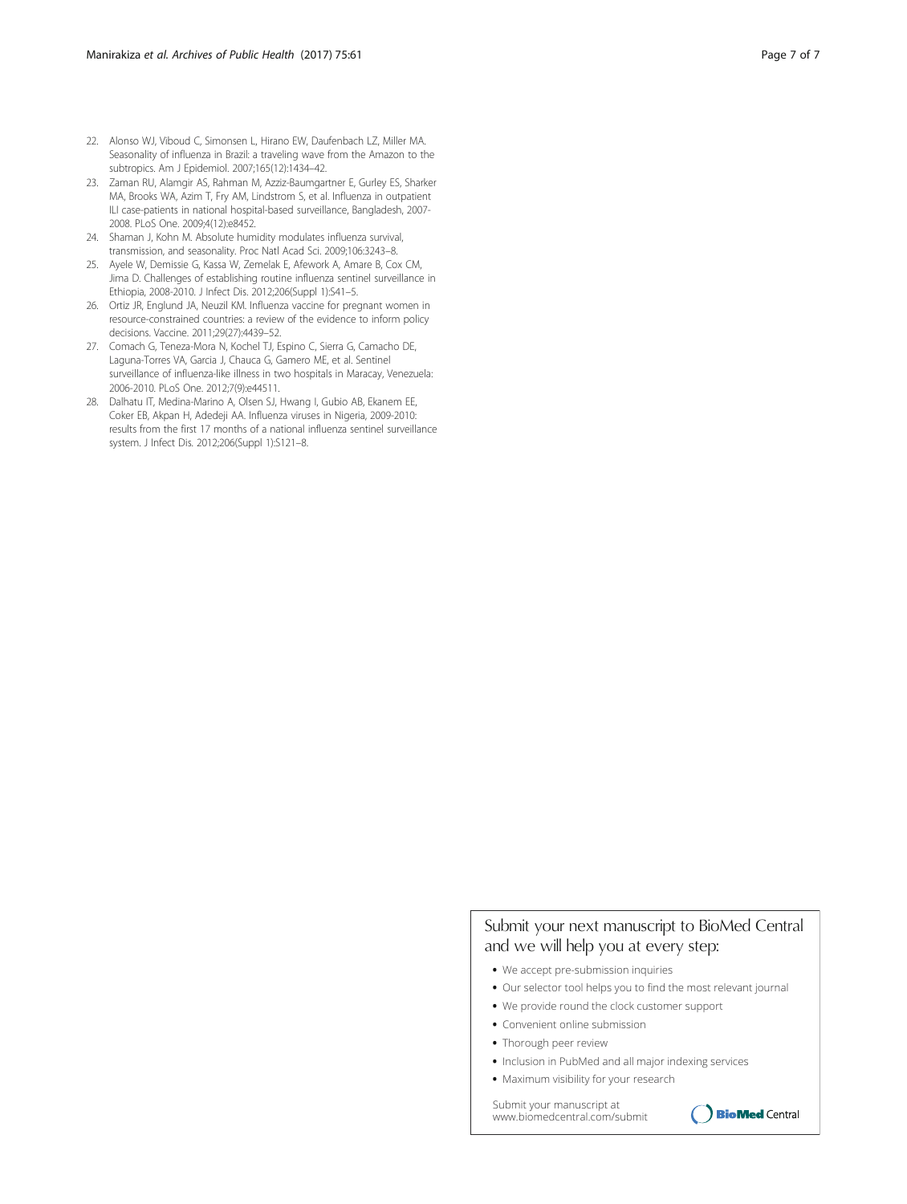22. Alonso WJ, Viboud C, Simonsen L, Hirano EW, Daufenbach LZ, Miller MA. Seasonality of influenza in Brazil: a traveling wave from the Amazon to the subtropics. Am J Epidemiol. 2007;165(12):1434–42.
23. Zaman RU, Alamgir AS, Rahman M, Azziz-Baumgartner E, Gurley ES, Sharker MA, Brooks WA, Azim T, Fry AM, Lindstrom S, et al. Influenza in outpatient ILI case-patients in national hospital-based surveillance, Bangladesh, 2007-2008. PLoS One. 2009;4(12):e8452.
24. Shaman J, Kohn M. Absolute humidity modulates influenza survival, transmission, and seasonality. Proc Natl Acad Sci. 2009;106:3243–8.
25. Ayele W, Demissie G, Kassa W, Zemelak E, Afework A, Amare B, Cox CM, Jima D. Challenges of establishing routine influenza sentinel surveillance in Ethiopia, 2008-2010. J Infect Dis. 2012;206(Suppl 1):S41–5.
26. Ortiz JR, Englund JA, Neuzil KM. Influenza vaccine for pregnant women in resource-constrained countries: a review of the evidence to inform policy decisions. Vaccine. 2011;29(27):4439–52.
27. Comach G, Teneza-Mora N, Kochel TJ, Espino C, Sierra G, Camacho DE, Laguna-Torres VA, Garcia J, Chauca G, Gamero ME, et al. Sentinel surveillance of influenza-like illness in two hospitals in Maracay, Venezuela: 2006-2010. PLoS One. 2012;7(9):e44511.
28. Dalhatu IT, Medina-Marino A, Olsen SJ, Hwang I, Gubio AB, Ekanem EE, Coker EB, Akpan H, Adedeji AA. Influenza viruses in Nigeria, 2009-2010: results from the first 17 months of a national influenza sentinel surveillance system. J Infect Dis. 2012;206(Suppl 1):S121–8.

Submit your next manuscript to BioMed Central and we will help you at every step:

- We accept pre-submission inquiries
- Our selector tool helps you to find the most relevant journal
- We provide round the clock customer support
- Convenient online submission
- Thorough peer review
- Inclusion in PubMed and all major indexing services
- Maximum visibility for your research

Submit your manuscript at
www.biomedcentral.com/submit

BioMed Central